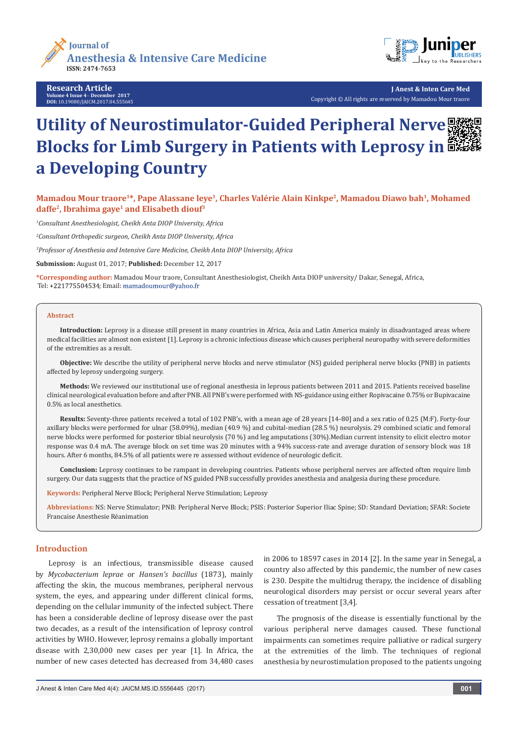Research Article

# Utility of Neurostimulator-Guided Peripheral Nerve Blocks for Limb Surgery in Patients with Leprosy in a Developing Country

**Mamadou Mour traore[1]*, Pape Alassane leye[1], Charles Valérie Alain Kinkpe[2], Mamadou Diawo bah[1], Mohamed daffe[2], Ibrahima gaye[1] and Elisabeth diouf[3]**

[1]*Consultant Anesthesiologist, Cheikh Anta DIOP University, Africa*

[2]*Consultant Orthopedic surgeon, Cheikh Anta DIOP University, Africa*

[3]*Professor of Anesthesia and Intensive Care Medicine, Cheikh Anta DIOP University, Africa*

**Submission:** August 01, 2017; **Published:** December 12, 2017

***Corresponding author:** Mamadou Mour traore, Consultant Anesthesiologist, Cheikh Anta DIOP university/ Dakar, Senegal, Africa, Tel: +221775504534; Email: mamadoumour@yahoo.fr

## Abstract

**Introduction:** Leprosy is a disease still present in many countries in Africa, Asia and Latin America mainly in disadvantaged areas where medical facilities are almost non existent [1]. Leprosy is a chronic infectious disease which causes peripheral neuropathy with severe deformities of the extremities as a result.

**Objective:** We describe the utility of peripheral nerve blocks and nerve stimulator (NS) guided peripheral nerve blocks (PNB) in patients affected by leprosy undergoing surgery.

**Methods:** We reviewed our institutional use of regional anesthesia in leprous patients between 2011 and 2015. Patients received baseline clinical neurological evaluation before and after PNB. All PNB's were performed with NS-guidance using either Ropivacaine 0.75% or Bupivacaine 0.5% as local anesthetics.

**Results:** Seventy-three patients received a total of 102 PNB's, with a mean age of 28 years [14-80] and a sex ratio of 0.25 (M:F). Forty-four axillary blocks were performed for ulnar (58.09%), median (40.9 %) and cubital-median (28.5 %) neurolysis. 29 combined sciatic and femoral nerve blocks were performed for posterior tibial neurolysis (70 %) and leg amputations (30%).Median current intensity to elicit electro motor response was 0.4 mA. The average block on set time was 20 minutes with a 94% success-rate and average duration of sensory block was 18 hours. After 6 months, 84.5% of all patients were re assessed without evidence of neurologic deficit.

**Conclusion:** Leprosy continues to be rampant in developing countries. Patients whose peripheral nerves are affected often require limb surgery. Our data suggests that the practice of NS guided PNB successfully provides anesthesia and analgesia during these procedure.

**Keywords:** Peripheral Nerve Block; Peripheral Nerve Stimulation; Leprosy

**Abbreviations:** NS: Nerve Stimulator; PNB: Peripheral Nerve Block; PSIS: Posterior Superior Iliac Spine; SD: Standard Deviation; SFAR: Societe Francaise Anesthesie Réanimation

## Introduction

Leprosy is an infectious, transmissible disease caused by *Mycobacterium leprae* or *Hansen's bacillus* (1873), mainly affecting the skin, the mucous membranes, peripheral nervous system, the eyes, and appearing under different clinical forms, depending on the cellular immunity of the infected subject. There has been a considerable decline of leprosy disease over the past two decades, as a result of the intensification of leprosy control activities by WHO. However, leprosy remains a globally important disease with 2,30,000 new cases per year [1]. In Africa, the number of new cases detected has decreased from 34,480 cases in 2006 to 18597 cases in 2014 [2]. In the same year in Senegal, a country also affected by this pandemic, the number of new cases is 230. Despite the multidrug therapy, the incidence of disabling neurological disorders may persist or occur several years after cessation of treatment [3,4].

The prognosis of the disease is essentially functional by the various peripheral nerve damages caused. These functional impairments can sometimes require palliative or radical surgery at the extremities of the limb. The techniques of regional anesthesia by neurostimulation proposed to the patients ungoing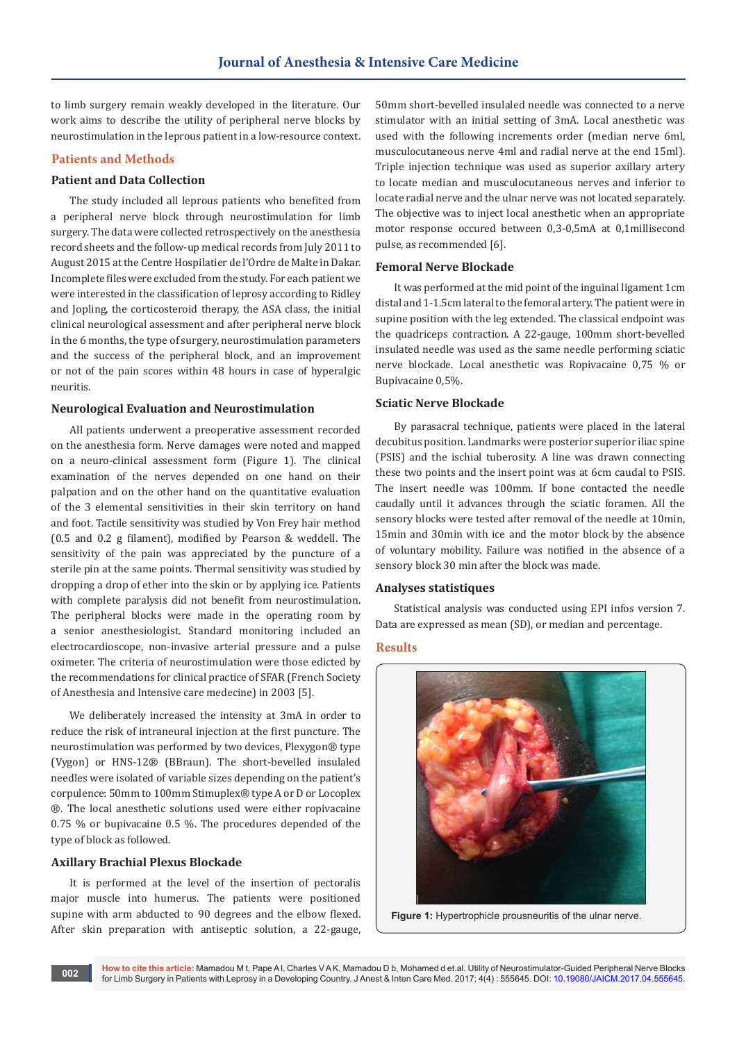to limb surgery remain weakly developed in the literature. Our work aims to describe the utility of peripheral nerve blocks by neurostimulation in the leprous patient in a low-resource context.

## Patients and Methods

### Patient and Data Collection

The study included all leprous patients who benefited from a peripheral nerve block through neurostimulation for limb surgery. The data were collected retrospectively on the anesthesia record sheets and the follow-up medical records from July 2011 to August 2015 at the Centre Hospitalier de l'Ordre de Malte in Dakar. Incomplete files were excluded from the study. For each patient we were interested in the classification of leprosy according to Ridley and Jopling, the corticosteroid therapy, the ASA class, the initial clinical neurological assessment and after peripheral nerve block in the 6 months, the type of surgery, neurostimulation parameters and the success of the peripheral block, and an improvement or not of the pain scores within 48 hours in case of hyperalgic neuritis.

### Neurological Evaluation and Neurostimulation

All patients underwent a preoperative assessment recorded on the anesthesia form. Nerve damages were noted and mapped on a neuro-clinical assessment form (Figure 1). The clinical examination of the nerves depended on one hand on their palpation and on the other hand on the quantitative evaluation of the 3 elemental sensitivities in their skin territory on hand and foot. Tactile sensitivity was studied by Von Frey hair method (0.5 and 0.2 g filament), modified by Pearson & weddell. The sensitivity of the pain was appreciated by the puncture of a sterile pin at the same points. Thermal sensitivity was studied by dropping a drop of ether into the skin or by applying ice. Patients with complete paralysis did not benefit from neurostimulation. The peripheral blocks were made in the operating room by a senior anesthesiologist. Standard monitoring included an electrocardioscope, non-invasive arterial pressure and a pulse oximeter. The criteria of neurostimulation were those edicted by the recommendations for clinical practice of SFAR (French Society of Anesthesia and Intensive care medecine) in 2003 [5].

We deliberately increased the intensity at 3mA in order to reduce the risk of intraneural injection at the first puncture. The neurostimulation was performed by two devices, Plexygon® type (Vygon) or HNS-12® (BBraun). The short-bevelled insulated needles were isolated of variable sizes depending on the patient's corpulence: 50mm to 100mm Stimuplex® type A or D or Locoplex ®. The local anesthetic solutions used were either ropivacaine 0.75 % or bupivacaine 0.5 %. The procedures depended of the type of block as followed.

### Axillary Brachial Plexus Blockade

It is performed at the level of the insertion of pectoralis major muscle into humerus. The patients were positioned supine with arm abducted to 90 degrees and the elbow flexed. After skin preparation with antiseptic solution, a 22-gauge, 50mm short-bevelled insulaled needle was connected to a nerve stimulator with an initial setting of 3mA. Local anesthetic was used with the following increments order (median nerve 6ml, musculocutaneous nerve 4ml and radial nerve at the end 15ml). Triple injection technique was used as superior axillary artery to locate median and musculocutaneous nerves and inferior to locate radial nerve and the ulnar nerve was not located separately. The objective was to inject local anesthetic when an appropriate motor response occured between 0,3-0,5mA at 0,1millisecond pulse, as recommended [6].

### Femoral Nerve Blockade

It was performed at the mid point of the inguinal ligament 1cm distal and 1-1.5cm lateral to the femoral artery. The patient were in supine position with the leg extended. The classical endpoint was the quadriceps contraction. A 22-gauge, 100mm short-bevelled insulated needle was used as the same needle performing sciatic nerve blockade. Local anesthetic was Ropivacaine 0,75 % or Bupivacaine 0,5%.

### Sciatic Nerve Blockade

By parasacral technique, patients were placed in the lateral decubitus position. Landmarks were posterior superior iliac spine (PSIS) and the ischial tuberosity. A line was drawn connecting these two points and the insert point was at 6cm caudal to PSIS. The insert needle was 100mm. If bone contacted the needle caudally until it advances through the sciatic foramen. All the sensory blocks were tested after removal of the needle at 10min, 15min and 30min with ice and the motor block by the absence of voluntary mobility. Failure was notified in the absence of a sensory block 30 min after the block was made.

### Analyses statistiques

Statistical analysis was conducted using EPI infos version 7. Data are expressed as mean (SD), or median and percentage.

## Results

**Figure 1:** Hypertrophicle prousneuritis of the ulnar nerve.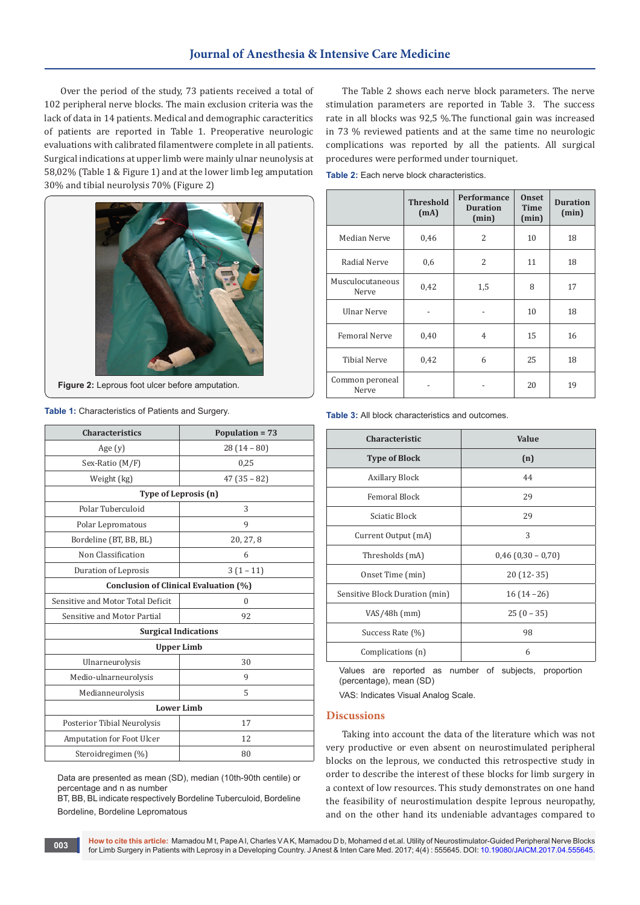Over the period of the study, 73 patients received a total of 102 peripheral nerve blocks. The main exclusion criteria was the lack of data in 14 patients. Medical and demographic caracteritics of patients are reported in Table 1. Preoperative neurologic evaluations with calibrated filamentwere complete in all patients. Surgical indications at upper limb were mainly ulnar neunolysis at 58,02% (Table 1 & Figure 1) and at the lower limb leg amputation 30% and tibial neurolysis 70% (Figure 2)

**Figure 2:** Leprous foot ulcer before amputation.

**Table 1:** Characteristics of Patients and Surgery.

| Characteristics | Population = 73 |
|---|---|
| Age (y) | 28 (14 – 80) |
| Sex-Ratio (M/F) | 0,25 |
| Weight (kg) | 47 (35 – 82) |
| **Type of Leprosis (n)** | |
| Polar Tuberculoid | 3 |
| Polar Lepromatous | 9 |
| Bordeline (BT, BB, BL) | 20, 27, 8 |
| Non Classification | 6 |
| Duration of Leprosis | 3 (1 – 11) |
| **Conclusion of Clinical Evaluation (%)** | |
| Sensitive and Motor Total Deficit | 0 |
| Sensitive and Motor Partial | 92 |
| **Surgical Indications** | |
| **Upper Limb** | |
| Ulnarneurolysis | 30 |
| Medio-ulnarneurolysis | 9 |
| Medianneurolysis | 5 |
| **Lower Limb** | |
| Posterior Tibial Neurolysis | 17 |
| Amputation for Foot Ulcer | 12 |
| Steroidregimen (%) | 80 |

Data are presented as mean (SD), median (10th-90th centile) or percentage and n as number

BT, BB, BL indicate respectively Bordeline Tuberculoid, Bordeline Bordeline, Bordeline Lepromatous

The Table 2 shows each nerve block parameters. The nerve stimulation parameters are reported in Table 3. The success rate in all blocks was 92,5 %.The functional gain was increased in 73 % reviewed patients and at the same time no neurologic complications was reported by all the patients. All surgical procedures were performed under tourniquet.

**Table 2:** Each nerve block characteristics.

| | Threshold (mA) | Performance Duration (min) | Onset Time (min) | Duration (min) |
|---|---|---|---|---|
| Median Nerve | 0,46 | 2 | 10 | 18 |
| Radial Nerve | 0,6 | 2 | 11 | 18 |
| Musculocutaneous Nerve | 0,42 | 1,5 | 8 | 17 |
| Ulnar Nerve | - | - | 10 | 18 |
| Femoral Nerve | 0,40 | 4 | 15 | 16 |
| Tibial Nerve | 0,42 | 6 | 25 | 18 |
| Common peroneal Nerve | - | - | 20 | 19 |

**Table 3:** All block characteristics and outcomes.

| Characteristic | Value |
|---|---|
| **Type of Block** | **(n)** |
| Axillary Block | 44 |
| Femoral Block | 29 |
| Sciatic Block | 29 |
| Current Output (mA) | 3 |
| Thresholds (mA) | 0,46 (0,30 – 0,70) |
| Onset Time (min) | 20 (12- 35) |
| Sensitive Block Duration (min) | 16 (14 –26) |
| VAS/48h (mm) | 25 (0 – 35) |
| Success Rate (%) | 98 |
| Complications (n) | 6 |

Values are reported as number of subjects, proportion (percentage), mean (SD)

VAS: Indicates Visual Analog Scale.

## Discussions

Taking into account the data of the literature which was not very productive or even absent on neurostimulated peripheral blocks on the leprous, we conducted this retrospective study in order to describe the interest of these blocks for limb surgery in a context of low resources. This study demonstrates on one hand the feasibility of neurostimulation despite leprous neuropathy, and on the other hand its undeniable advantages compared to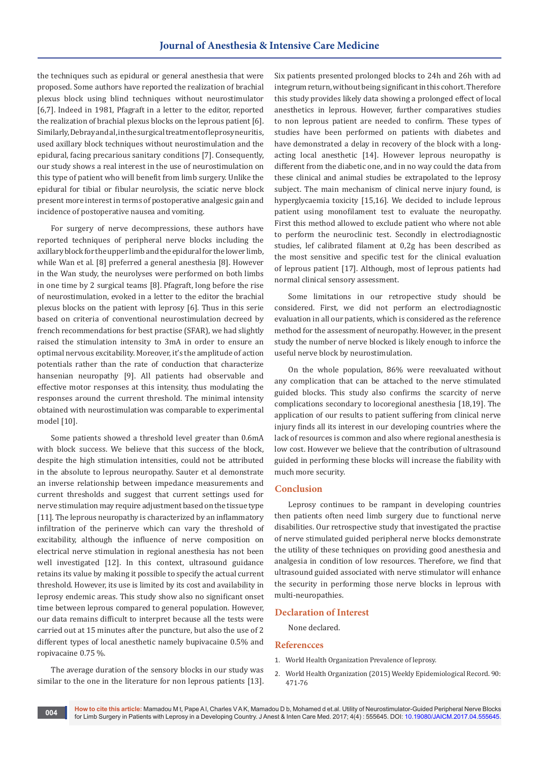the techniques such as epidural or general anesthesia that were proposed. Some authors have reported the realization of brachial plexus block using blind techniques without neurostimulator [6,7]. Indeed in 1981, Pfagraft in a letter to the editor, reported the realization of brachial plexus blocks on the leprous patient [6]. Similarly, Debray and al, in the surgical treatment of leprosy neuritis, used axillary block techniques without neurostimulation and the epidural, facing precarious sanitary conditions [7]. Consequently, our study shows a real interest in the use of neurostimulation on this type of patient who will benefit from limb surgery. Unlike the epidural for tibial or fibular neurolysis, the sciatic nerve block present more interest in terms of postoperative analgesic gain and incidence of postoperative nausea and vomiting.

For surgery of nerve decompressions, these authors have reported techniques of peripheral nerve blocks including the axillary block for the upper limb and the epidural for the lower limb, while Wan et al. [8] preferred a general anesthesia [8]. However in the Wan study, the neurolyses were performed on both limbs in one time by 2 surgical teams [8]. Pfagraft, long before the rise of neurostimulation, evoked in a letter to the editor the brachial plexus blocks on the patient with leprosy [6]. Thus in this serie based on criteria of conventional neurostimulation decreed by french recommendations for best practise (SFAR), we had slightly raised the stimulation intensity to 3mA in order to ensure an optimal nervous excitability. Moreover, it's the amplitude of action potentials rather than the rate of conduction that characterize hansenian neuropathy [9]. All patients had observable and effective motor responses at this intensity, thus modulating the responses around the current threshold. The minimal intensity obtained with neurostimulation was comparable to experimental model [10].

Some patients showed a threshold level greater than 0.6mA with block success. We believe that this success of the block, despite the high stimulation intensities, could not be attributed in the absolute to leprous neuropathy. Sauter et al demonstrate an inverse relationship between impedance measurements and current thresholds and suggest that current settings used for nerve stimulation may require adjustment based on the tissue type [11]. The leprous neuropathy is characterized by an inflammatory infiltration of the perinerve which can vary the threshold of excitability, although the influence of nerve composition on electrical nerve stimulation in regional anesthesia has not been well investigated [12]. In this context, ultrasound guidance retains its value by making it possible to specify the actual current threshold. However, its use is limited by its cost and availability in leprosy endemic areas. This study show also no significant onset time between leprous compared to general population. However, our data remains difficult to interpret because all the tests were carried out at 15 minutes after the puncture, but also the use of 2 different types of local anesthetic namely bupivacaine 0.5% and ropivacaine 0.75 %.

The average duration of the sensory blocks in our study was similar to the one in the literature for non leprous patients [13]. Six patients presented prolonged blocks to 24h and 26h with ad integrum return, without being significant in this cohort. Therefore this study provides likely data showing a prolonged effect of local anesthetics in leprous. However, further comparatives studies to non leprous patient are needed to confirm. These types of studies have been performed on patients with diabetes and have demonstrated a delay in recovery of the block with a long-acting local anesthetic [14]. However leprous neuropathy is different from the diabetic one, and in no way could the data from these clinical and animal studies be extrapolated to the leprosy subject. The main mechanism of clinical nerve injury found, is hyperglycaemia toxicity [15,16]. We decided to include leprous patient using monofilament test to evaluate the neuropathy. First this method allowed to exclude patient who where not able to perform the neuroclinic test. Secondly in electrodiagnostic studies, lef calibrated filament at 0,2g has been described as the most sensitive and specific test for the clinical evaluation of leprous patient [17]. Although, most of leprous patients had normal clinical sensory assessment.

Some limitations in our retropective study should be considered. First, we did not perform an electrodiagnostic evaluation in all our patients, which is considered as the reference method for the assessment of neuropathy. However, in the present study the number of nerve blocked is likely enough to inforce the useful nerve block by neurostimulation.

On the whole population, 86% were reevaluated without any complication that can be attached to the nerve stimulated guided blocks. This study also confirms the scarcity of nerve complications secondary to locoregional anesthesia [18,19]. The application of our results to patient suffering from clinical nerve injury finds all its interest in our developing countries where the lack of resources is common and also where regional anesthesia is low cost. However we believe that the contribution of ultrasound guided in performing these blocks will increase the fiability with much more security.

## Conclusion

Leprosy continues to be rampant in developing countries then patients often need limb surgery due to functional nerve disabilities. Our retrospective study that investigated the practise of nerve stimulated guided peripheral nerve blocks demonstrate the utility of these techniques on providing good anesthesia and analgesia in condition of low resources. Therefore, we find that ultrasound guided associated with nerve stimulator will enhance the security in performing those nerve blocks in leprous with multi-neuropathies.

## Declaration of Interest

None declared.

## Referencces

1. World Health Organization Prevalence of leprosy.
2. World Health Organization (2015) Weekly Epidemiological Record. 90: 471-76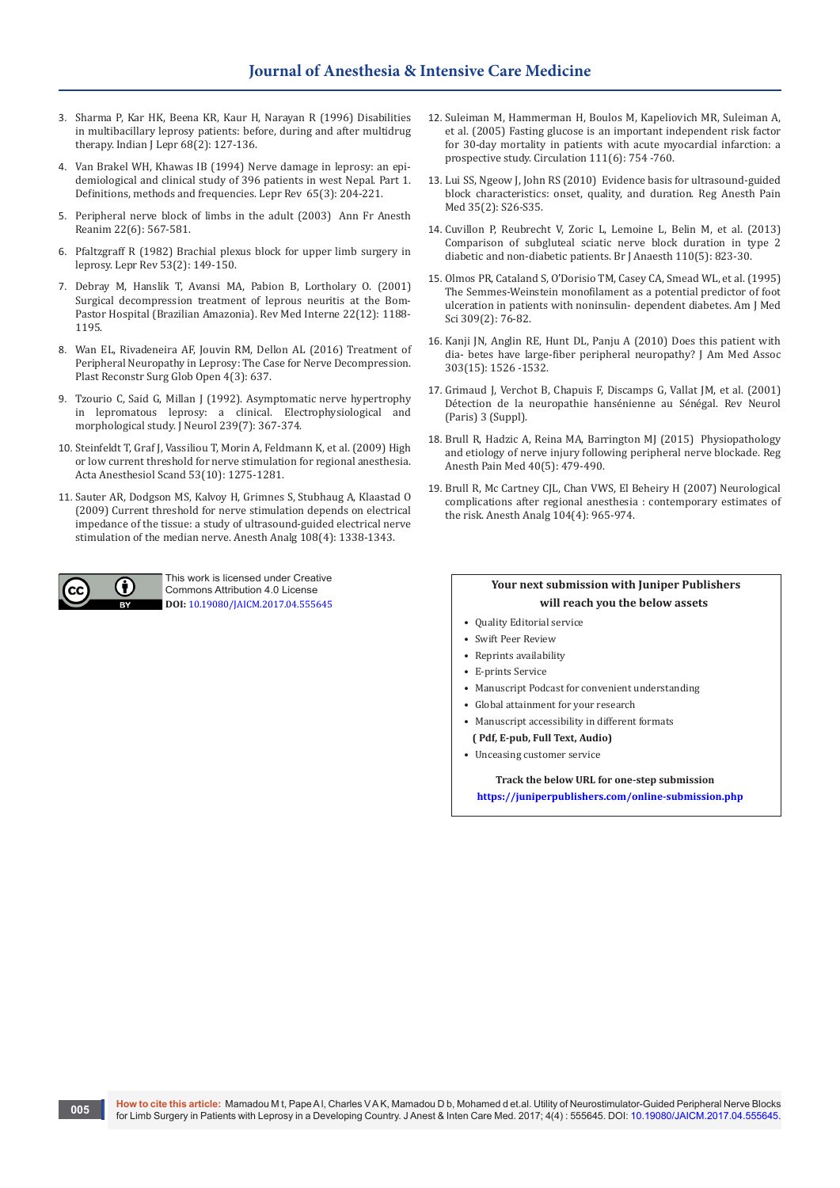3. Sharma P, Kar HK, Beena KR, Kaur H, Narayan R (1996) Disabilities in multibacillary leprosy patients: before, during and after multidrug therapy. Indian J Lepr 68(2): 127-136.
4. Van Brakel WH, Khawas IB (1994) Nerve damage in leprosy: an epidemiological and clinical study of 396 patients in west Nepal. Part 1. Definitions, methods and frequencies. Lepr Rev 65(3): 204-221.
5. Peripheral nerve block of limbs in the adult (2003) Ann Fr Anesth Reanim 22(6): 567-581.
6. Pfaltzgraff R (1982) Brachial plexus block for upper limb surgery in leprosy. Lepr Rev 53(2): 149-150.
7. Debray M, Hanslik T, Avansi MA, Pabion B, Lortholary O. (2001) Surgical decompression treatment of leprous neuritis at the Bom-Pastor Hospital (Brazilian Amazonia). Rev Med Interne 22(12): 1188-1195.
8. Wan EL, Rivadeneira AF, Jouvin RM, Dellon AL (2016) Treatment of Peripheral Neuropathy in Leprosy: The Case for Nerve Decompression. Plast Reconstr Surg Glob Open 4(3): 637.
9. Tzourio C, Said G, Millan J (1992). Asymptomatic nerve hypertrophy in lepromatous leprosy: a clinical. Electrophysiological and morphological study. J Neurol 239(7): 367-374.
10. Steinfeldt T, Graf J, Vassiliou T, Morin A, Feldmann K, et al. (2009) High or low current threshold for nerve stimulation for regional anesthesia. Acta Anesthesiol Scand 53(10): 1275-1281.
11. Sauter AR, Dodgson MS, Kalvoy H, Grimnes S, Stubhaug A, Klaastad O (2009) Current threshold for nerve stimulation depends on electrical impedance of the tissue: a study of ultrasound-guided electrical nerve stimulation of the median nerve. Anesth Analg 108(4): 1338-1343.
12. Suleiman M, Hammerman H, Boulos M, Kapeliovich MR, Suleiman A, et al. (2005) Fasting glucose is an important independent risk factor for 30-day mortality in patients with acute myocardial infarction: a prospective study. Circulation 111(6): 754 -760.
13. Lui SS, Ngeow J, John RS (2010) Evidence basis for ultrasound-guided block characteristics: onset, quality, and duration. Reg Anesth Pain Med 35(2): S26-S35.
14. Cuvillon P, Reubrecht V, Zoric L, Lemoine L, Belin M, et al. (2013) Comparison of subgluteal sciatic nerve block duration in type 2 diabetic and non-diabetic patients. Br J Anaesth 110(5): 823-30.
15. Olmos PR, Cataland S, O'Dorisio TM, Casey CA, Smead WL, et al. (1995) The Semmes-Weinstein monofilament as a potential predictor of foot ulceration in patients with noninsulin- dependent diabetes. Am J Med Sci 309(2): 76-82.
16. Kanji JN, Anglin RE, Hunt DL, Panju A (2010) Does this patient with dia- betes have large-fiber peripheral neuropathy? J Am Med Assoc 303(15): 1526 -1532.
17. Grimaud J, Verchot B, Chapuis F, Discamps G, Vallat JM, et al. (2001) Détection de la neuropathie hansénienne au Sénégal. Rev Neurol (Paris) 3 (Suppl).
18. Brull R, Hadzic A, Reina MA, Barrington MJ (2015) Physiopathology and etiology of nerve injury following peripheral nerve blockade. Reg Anesth Pain Med 40(5): 479-490.
19. Brull R, Mc Cartney CJL, Chan VWS, El Beheiry H (2007) Neurological complications after regional anesthesia : contemporary estimates of the risk. Anesth Analg 104(4): 965-974.

This work is licensed under Creative Commons Attribution 4.0 License
**DOI:** 10.19080/JAICM.2017.04.555645

**Your next submission with Juniper Publishers will reach you the below assets**

- Quality Editorial service
- Swift Peer Review
- Reprints availability
- E-prints Service
- Manuscript Podcast for convenient understanding
- Global attainment for your research
- Manuscript accessibility in different formats
  **( Pdf, E-pub, Full Text, Audio)**
- Unceasing customer service

**Track the below URL for one-step submission**
**https://juniperpublishers.com/online-submission.php**

**How to cite this article:** Mamadou M t, Pape A I, Charles V A K, Mamadou D b, Mohamed d et.al. Utility of Neurostimulator-Guided Peripheral Nerve Blocks for Limb Surgery in Patients with Leprosy in a Developing Country. J Anest & Inten Care Med. 2017; 4(4) : 555645. DOI: 10.19080/JAICM.2017.04.555645.